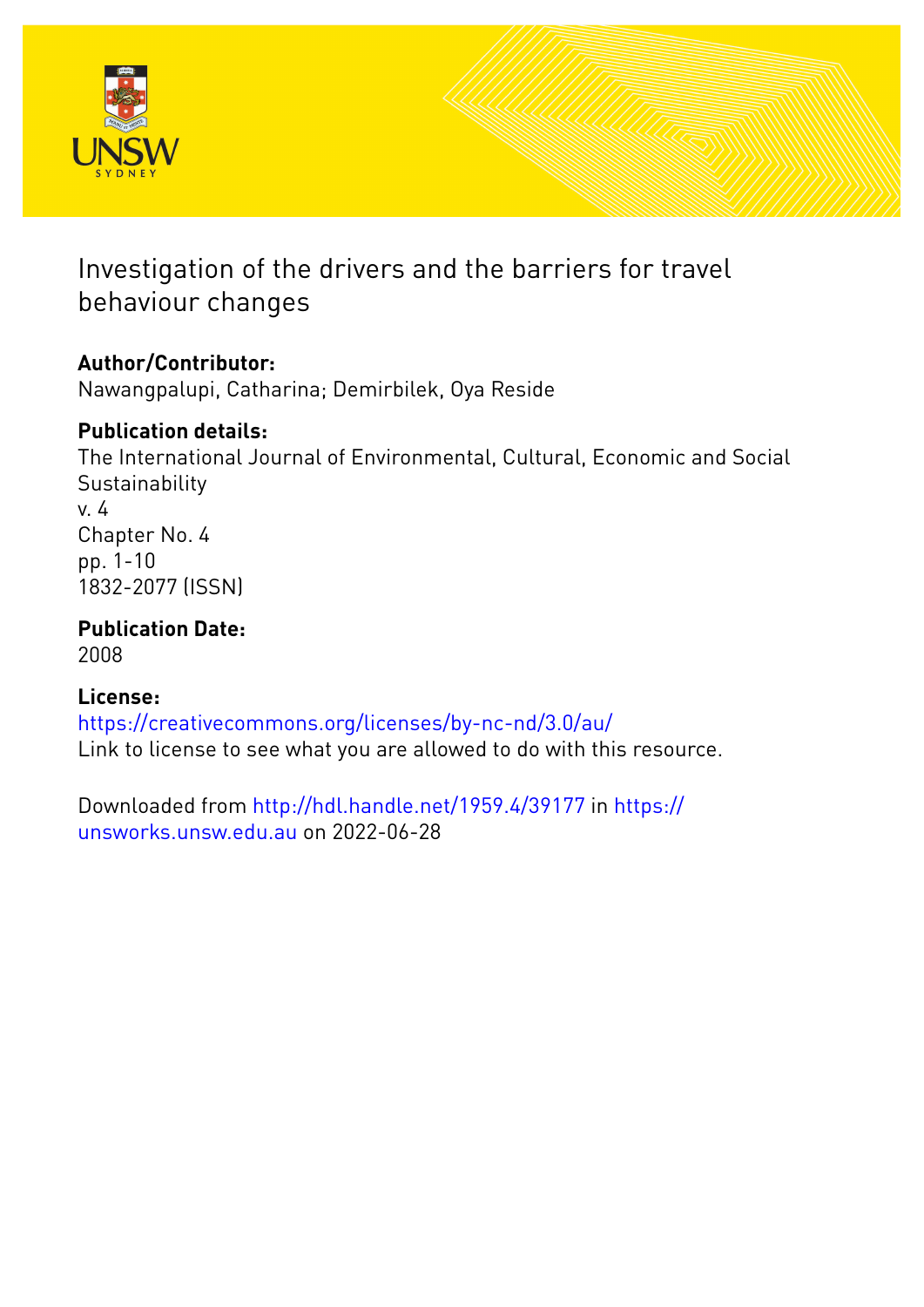# Investigation of the drivers and the barriers for travel behaviour changes

**Author/Contributor:**
Nawangpalupi, Catharina; Demirbilek, Oya Reside

**Publication details:**
The International Journal of Environmental, Cultural, Economic and Social Sustainability
v. 4
Chapter No. 4
pp. 1-10
1832-2077 (ISSN)

**Publication Date:**
2008

**License:**
https://creativecommons.org/licenses/by-nc-nd/3.0/au/
Link to license to see what you are allowed to do with this resource.

Downloaded from http://hdl.handle.net/1959.4/39177 in https://unsworks.unsw.edu.au on 2022-06-28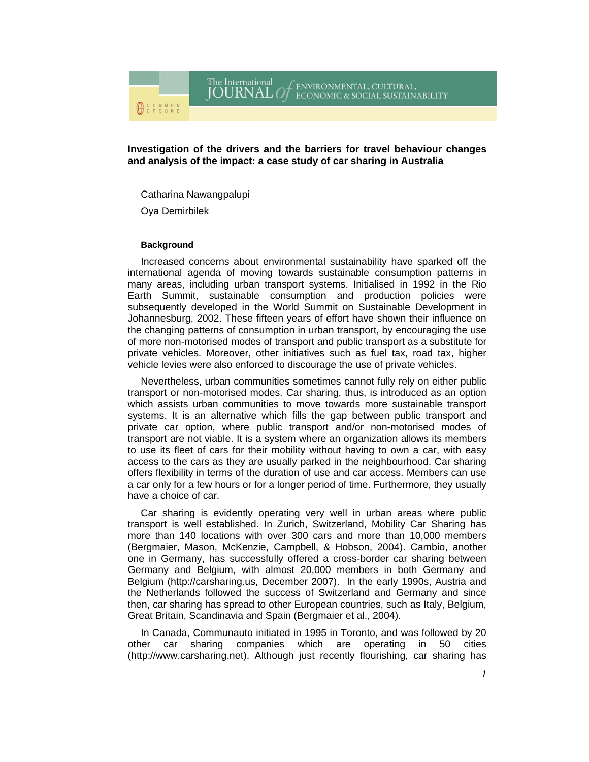**Investigation of the drivers and the barriers for travel behaviour changes and analysis of the impact: a case study of car sharing in Australia**

Catharina Nawangpalupi

Oya Demirbilek

#### Background

Increased concerns about environmental sustainability have sparked off the international agenda of moving towards sustainable consumption patterns in many areas, including urban transport systems. Initialised in 1992 in the Rio Earth Summit, sustainable consumption and production policies were subsequently developed in the World Summit on Sustainable Development in Johannesburg, 2002. These fifteen years of effort have shown their influence on the changing patterns of consumption in urban transport, by encouraging the use of more non-motorised modes of transport and public transport as a substitute for private vehicles. Moreover, other initiatives such as fuel tax, road tax, higher vehicle levies were also enforced to discourage the use of private vehicles.

Nevertheless, urban communities sometimes cannot fully rely on either public transport or non-motorised modes. Car sharing, thus, is introduced as an option which assists urban communities to move towards more sustainable transport systems. It is an alternative which fills the gap between public transport and private car option, where public transport and/or non-motorised modes of transport are not viable. It is a system where an organization allows its members to use its fleet of cars for their mobility without having to own a car, with easy access to the cars as they are usually parked in the neighbourhood. Car sharing offers flexibility in terms of the duration of use and car access. Members can use a car only for a few hours or for a longer period of time. Furthermore, they usually have a choice of car.

Car sharing is evidently operating very well in urban areas where public transport is well established. In Zurich, Switzerland, Mobility Car Sharing has more than 140 locations with over 300 cars and more than 10,000 members (Bergmaier, Mason, McKenzie, Campbell, & Hobson, 2004). Cambio, another one in Germany, has successfully offered a cross-border car sharing between Germany and Belgium, with almost 20,000 members in both Germany and Belgium (http://carsharing.us, December 2007). In the early 1990s, Austria and the Netherlands followed the success of Switzerland and Germany and since then, car sharing has spread to other European countries, such as Italy, Belgium, Great Britain, Scandinavia and Spain (Bergmaier et al., 2004).

In Canada, Communauto initiated in 1995 in Toronto, and was followed by 20 other car sharing companies which are operating in 50 cities (http://www.carsharing.net). Although just recently flourishing, car sharing has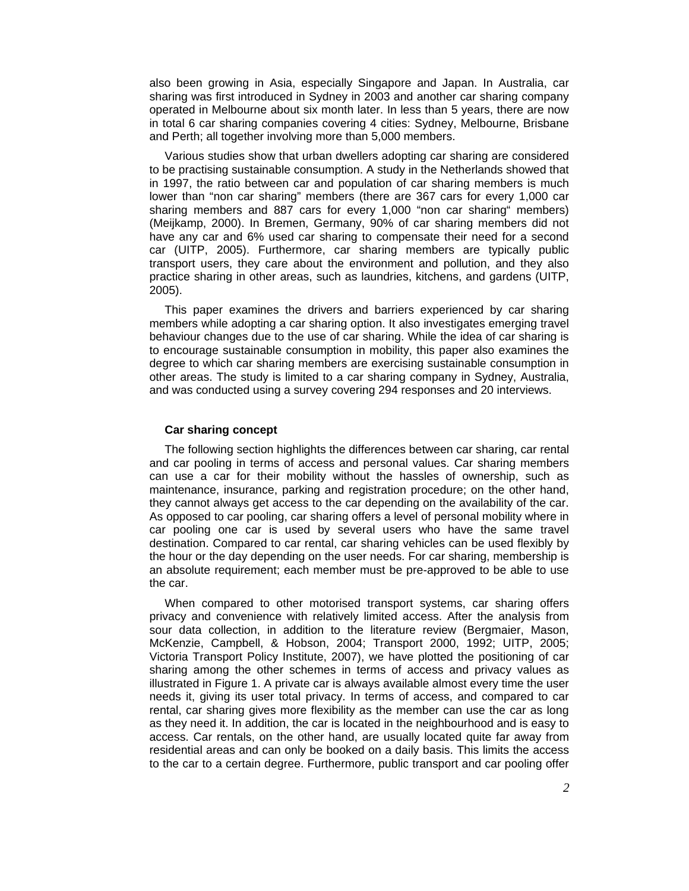also been growing in Asia, especially Singapore and Japan. In Australia, car sharing was first introduced in Sydney in 2003 and another car sharing company operated in Melbourne about six month later. In less than 5 years, there are now in total 6 car sharing companies covering 4 cities: Sydney, Melbourne, Brisbane and Perth; all together involving more than 5,000 members.

Various studies show that urban dwellers adopting car sharing are considered to be practising sustainable consumption. A study in the Netherlands showed that in 1997, the ratio between car and population of car sharing members is much lower than "non car sharing" members (there are 367 cars for every 1,000 car sharing members and 887 cars for every 1,000 "non car sharing" members) (Meijkamp, 2000). In Bremen, Germany, 90% of car sharing members did not have any car and 6% used car sharing to compensate their need for a second car (UITP, 2005). Furthermore, car sharing members are typically public transport users, they care about the environment and pollution, and they also practice sharing in other areas, such as laundries, kitchens, and gardens (UITP, 2005).

This paper examines the drivers and barriers experienced by car sharing members while adopting a car sharing option. It also investigates emerging travel behaviour changes due to the use of car sharing. While the idea of car sharing is to encourage sustainable consumption in mobility, this paper also examines the degree to which car sharing members are exercising sustainable consumption in other areas. The study is limited to a car sharing company in Sydney, Australia, and was conducted using a survey covering 294 responses and 20 interviews.

## Car sharing concept

The following section highlights the differences between car sharing, car rental and car pooling in terms of access and personal values. Car sharing members can use a car for their mobility without the hassles of ownership, such as maintenance, insurance, parking and registration procedure; on the other hand, they cannot always get access to the car depending on the availability of the car. As opposed to car pooling, car sharing offers a level of personal mobility where in car pooling one car is used by several users who have the same travel destination. Compared to car rental, car sharing vehicles can be used flexibly by the hour or the day depending on the user needs. For car sharing, membership is an absolute requirement; each member must be pre-approved to be able to use the car.

When compared to other motorised transport systems, car sharing offers privacy and convenience with relatively limited access. After the analysis from sour data collection, in addition to the literature review (Bergmaier, Mason, McKenzie, Campbell, & Hobson, 2004; Transport 2000, 1992; UITP, 2005; Victoria Transport Policy Institute, 2007), we have plotted the positioning of car sharing among the other schemes in terms of access and privacy values as illustrated in Figure 1. A private car is always available almost every time the user needs it, giving its user total privacy. In terms of access, and compared to car rental, car sharing gives more flexibility as the member can use the car as long as they need it. In addition, the car is located in the neighbourhood and is easy to access. Car rentals, on the other hand, are usually located quite far away from residential areas and can only be booked on a daily basis. This limits the access to the car to a certain degree. Furthermore, public transport and car pooling offer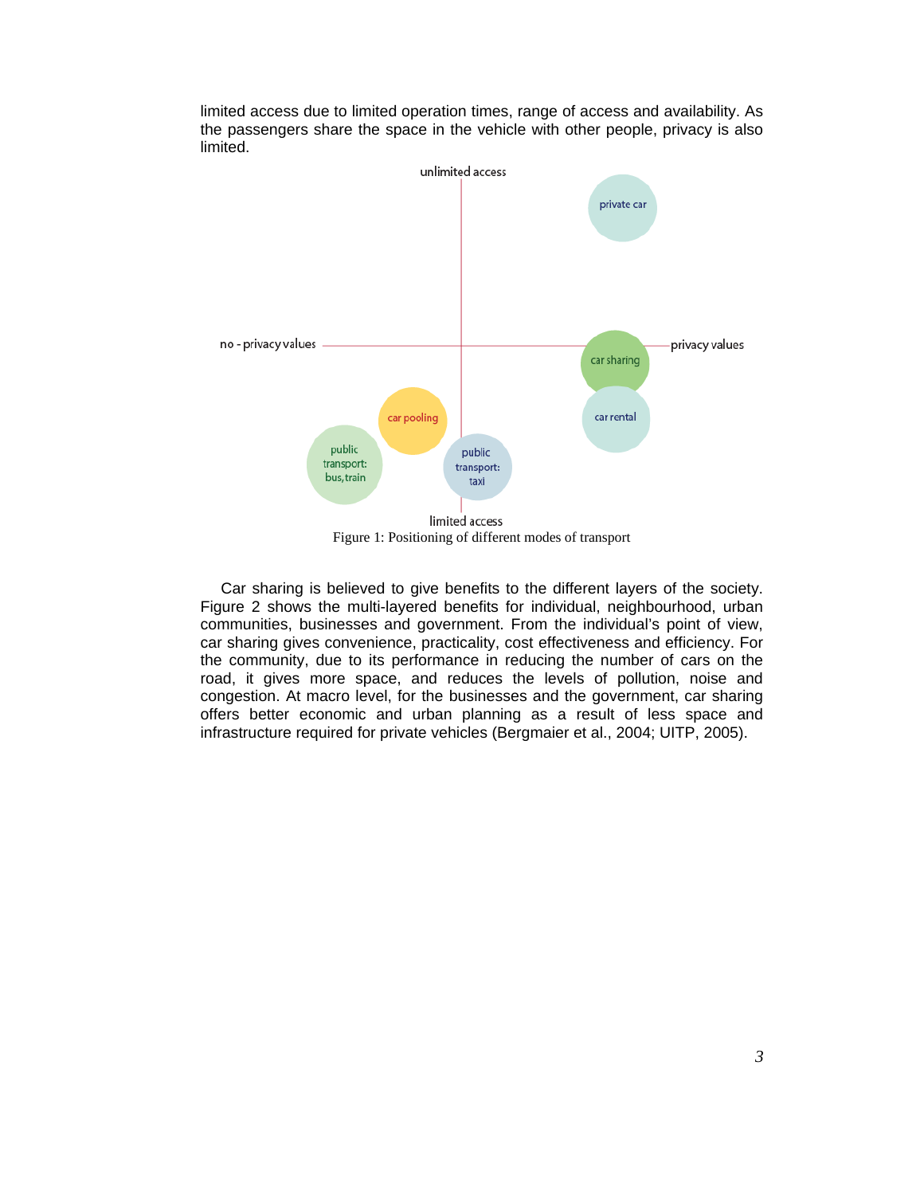limited access due to limited operation times, range of access and availability. As the passengers share the space in the vehicle with other people, privacy is also limited.

Figure 1: Positioning of different modes of transport

Car sharing is believed to give benefits to the different layers of the society. Figure 2 shows the multi-layered benefits for individual, neighbourhood, urban communities, businesses and government. From the individual's point of view, car sharing gives convenience, practicality, cost effectiveness and efficiency. For the community, due to its performance in reducing the number of cars on the road, it gives more space, and reduces the levels of pollution, noise and congestion. At macro level, for the businesses and the government, car sharing offers better economic and urban planning as a result of less space and infrastructure required for private vehicles (Bergmaier et al., 2004; UITP, 2005).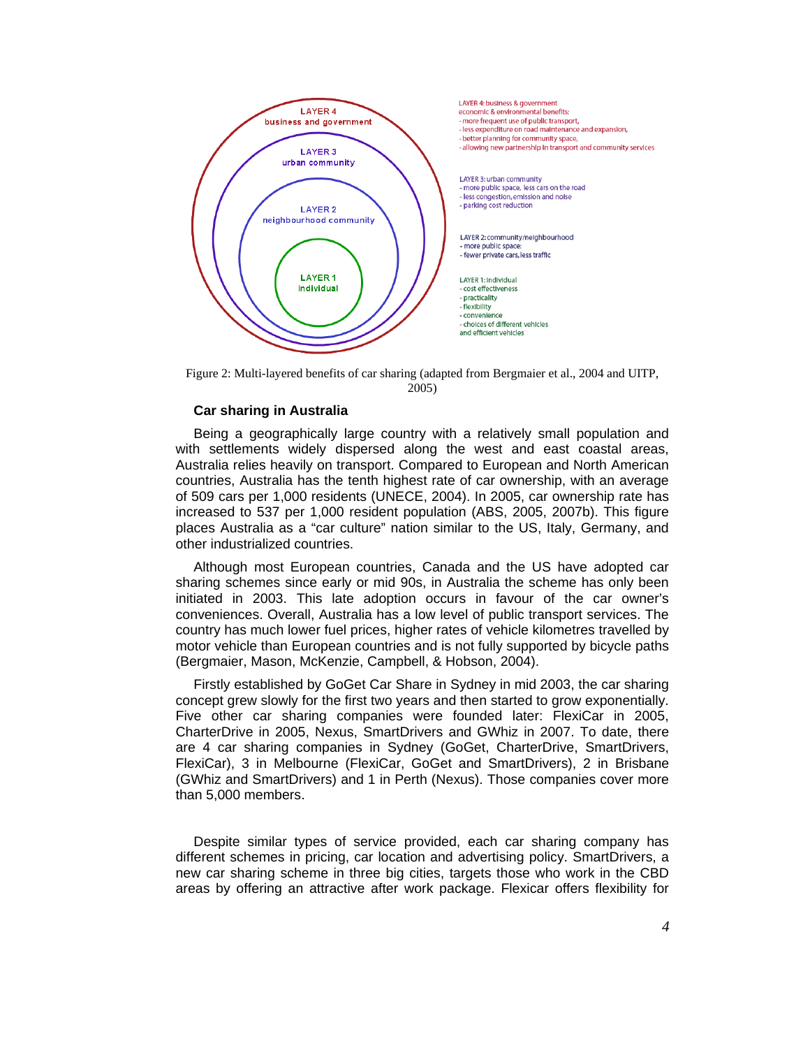LAYER 4
business and government

LAYER 3
urban community

LAYER 2
neighbourhood community

LAYER 1
individual

LAYER 4: business & government
economic & environmental benefits:
- more frequent use of public transport,
- less expenditure on road maintenance and expansion,
- better planning for community space,
- allowing new partnership in transport and community services

LAYER 3: urban community
- more public space, less cars on the road
- less congestion, emission and noise
- parking cost reduction

LAYER 2: community/neighbourhood
- more public space:
- fewer private cars, less traffic

LAYER 1: individual
- cost effectiveness
- practicality
- flexibility
- convenience
- choices of different vehicles and efficient vehicles

Figure 2: Multi-layered benefits of car sharing (adapted from Bergmaier et al., 2004 and UITP, 2005)

### Car sharing in Australia

Being a geographically large country with a relatively small population and with settlements widely dispersed along the west and east coastal areas, Australia relies heavily on transport. Compared to European and North American countries, Australia has the tenth highest rate of car ownership, with an average of 509 cars per 1,000 residents (UNECE, 2004). In 2005, car ownership rate has increased to 537 per 1,000 resident population (ABS, 2005, 2007b). This figure places Australia as a "car culture" nation similar to the US, Italy, Germany, and other industrialized countries.

Although most European countries, Canada and the US have adopted car sharing schemes since early or mid 90s, in Australia the scheme has only been initiated in 2003. This late adoption occurs in favour of the car owner's conveniences. Overall, Australia has a low level of public transport services. The country has much lower fuel prices, higher rates of vehicle kilometres travelled by motor vehicle than European countries and is not fully supported by bicycle paths (Bergmaier, Mason, McKenzie, Campbell, & Hobson, 2004).

Firstly established by GoGet Car Share in Sydney in mid 2003, the car sharing concept grew slowly for the first two years and then started to grow exponentially. Five other car sharing companies were founded later: FlexiCar in 2005, CharterDrive in 2005, Nexus, SmartDrivers and GWhiz in 2007. To date, there are 4 car sharing companies in Sydney (GoGet, CharterDrive, SmartDrivers, FlexiCar), 3 in Melbourne (FlexiCar, GoGet and SmartDrivers), 2 in Brisbane (GWhiz and SmartDrivers) and 1 in Perth (Nexus). Those companies cover more than 5,000 members.

Despite similar types of service provided, each car sharing company has different schemes in pricing, car location and advertising policy. SmartDrivers, a new car sharing scheme in three big cities, targets those who work in the CBD areas by offering an attractive after work package. Flexicar offers flexibility for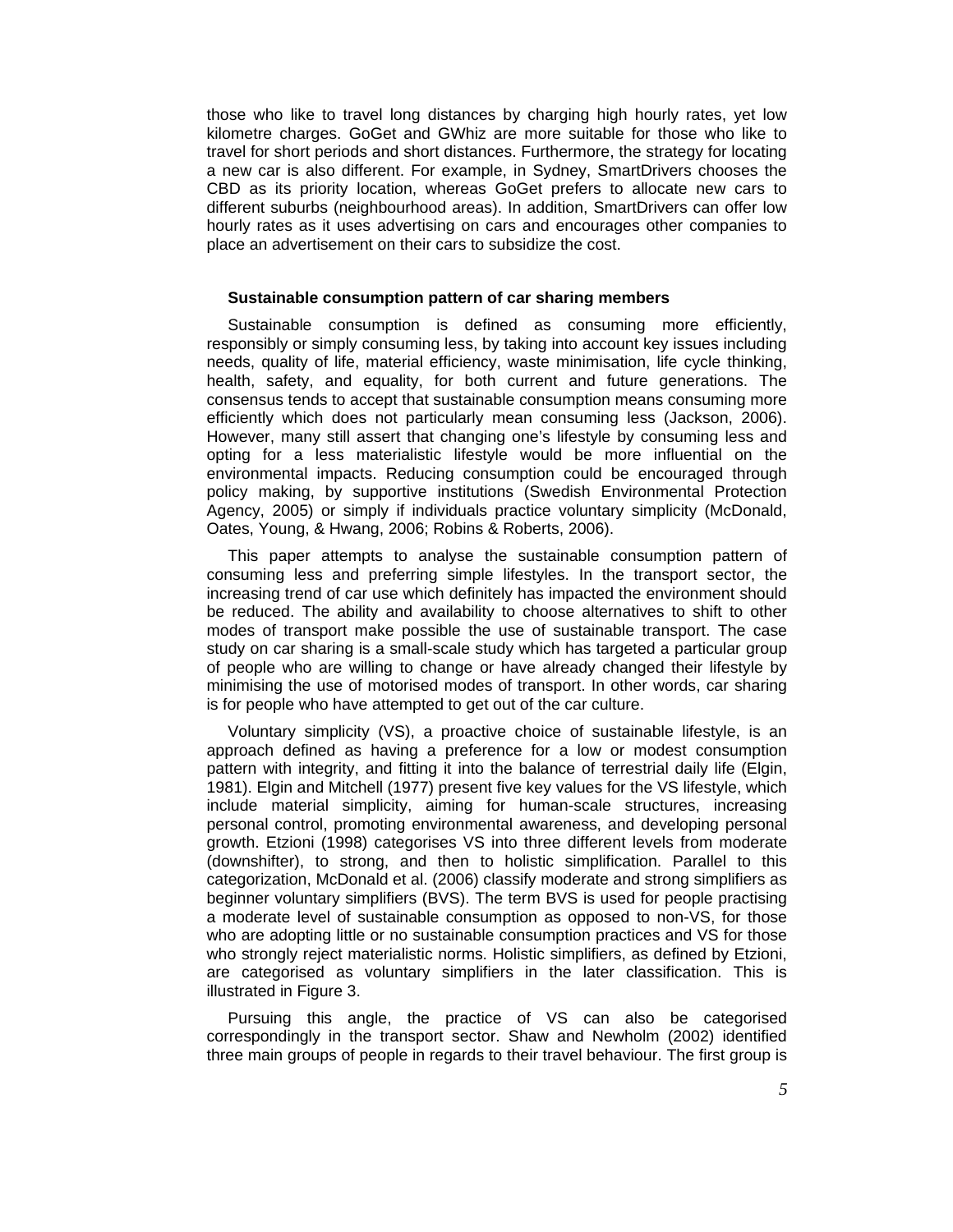those who like to travel long distances by charging high hourly rates, yet low kilometre charges. GoGet and GWhiz are more suitable for those who like to travel for short periods and short distances. Furthermore, the strategy for locating a new car is also different. For example, in Sydney, SmartDrivers chooses the CBD as its priority location, whereas GoGet prefers to allocate new cars to different suburbs (neighbourhood areas). In addition, SmartDrivers can offer low hourly rates as it uses advertising on cars and encourages other companies to place an advertisement on their cars to subsidize the cost.

## Sustainable consumption pattern of car sharing members

Sustainable consumption is defined as consuming more efficiently, responsibly or simply consuming less, by taking into account key issues including needs, quality of life, material efficiency, waste minimisation, life cycle thinking, health, safety, and equality, for both current and future generations. The consensus tends to accept that sustainable consumption means consuming more efficiently which does not particularly mean consuming less (Jackson, 2006). However, many still assert that changing one's lifestyle by consuming less and opting for a less materialistic lifestyle would be more influential on the environmental impacts. Reducing consumption could be encouraged through policy making, by supportive institutions (Swedish Environmental Protection Agency, 2005) or simply if individuals practice voluntary simplicity (McDonald, Oates, Young, & Hwang, 2006; Robins & Roberts, 2006).

This paper attempts to analyse the sustainable consumption pattern of consuming less and preferring simple lifestyles. In the transport sector, the increasing trend of car use which definitely has impacted the environment should be reduced. The ability and availability to choose alternatives to shift to other modes of transport make possible the use of sustainable transport. The case study on car sharing is a small-scale study which has targeted a particular group of people who are willing to change or have already changed their lifestyle by minimising the use of motorised modes of transport. In other words, car sharing is for people who have attempted to get out of the car culture.

Voluntary simplicity (VS), a proactive choice of sustainable lifestyle, is an approach defined as having a preference for a low or modest consumption pattern with integrity, and fitting it into the balance of terrestrial daily life (Elgin, 1981). Elgin and Mitchell (1977) present five key values for the VS lifestyle, which include material simplicity, aiming for human-scale structures, increasing personal control, promoting environmental awareness, and developing personal growth. Etzioni (1998) categorises VS into three different levels from moderate (downshifter), to strong, and then to holistic simplification. Parallel to this categorization, McDonald et al. (2006) classify moderate and strong simplifiers as beginner voluntary simplifiers (BVS). The term BVS is used for people practising a moderate level of sustainable consumption as opposed to non-VS, for those who are adopting little or no sustainable consumption practices and VS for those who strongly reject materialistic norms. Holistic simplifiers, as defined by Etzioni, are categorised as voluntary simplifiers in the later classification. This is illustrated in Figure 3.

Pursuing this angle, the practice of VS can also be categorised correspondingly in the transport sector. Shaw and Newholm (2002) identified three main groups of people in regards to their travel behaviour. The first group is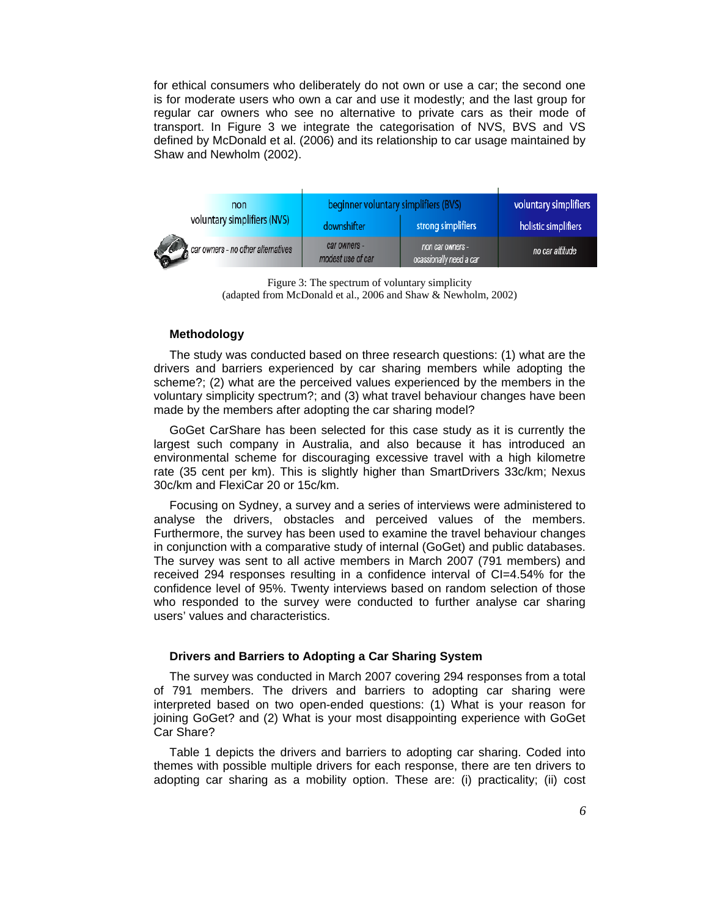for ethical consumers who deliberately do not own or use a car; the second one is for moderate users who own a car and use it modestly; and the last group for regular car owners who see no alternative to private cars as their mode of transport. In Figure 3 we integrate the categorisation of NVS, BVS and VS defined by McDonald et al. (2006) and its relationship to car usage maintained by Shaw and Newholm (2002).

| non voluntary simplifiers (NVS) | beginner voluntary simplifiers (BVS) | | voluntary simplifiers |
|---|---|---|---|
| | downshifter | strong simplifiers | holistic simplifiers |
| car owners - no other alternatives | car owners - modest use of car | non car owners - ocassionally need a car | no car attitude |

Figure 3: The spectrum of voluntary simplicity
(adapted from McDonald et al., 2006 and Shaw & Newholm, 2002)

## Methodology

The study was conducted based on three research questions: (1) what are the drivers and barriers experienced by car sharing members while adopting the scheme?; (2) what are the perceived values experienced by the members in the voluntary simplicity spectrum?; and (3) what travel behaviour changes have been made by the members after adopting the car sharing model?

GoGet CarShare has been selected for this case study as it is currently the largest such company in Australia, and also because it has introduced an environmental scheme for discouraging excessive travel with a high kilometre rate (35 cent per km). This is slightly higher than SmartDrivers 33c/km; Nexus 30c/km and FlexiCar 20 or 15c/km.

Focusing on Sydney, a survey and a series of interviews were administered to analyse the drivers, obstacles and perceived values of the members. Furthermore, the survey has been used to examine the travel behaviour changes in conjunction with a comparative study of internal (GoGet) and public databases. The survey was sent to all active members in March 2007 (791 members) and received 294 responses resulting in a confidence interval of CI=4.54% for the confidence level of 95%. Twenty interviews based on random selection of those who responded to the survey were conducted to further analyse car sharing users' values and characteristics.

## Drivers and Barriers to Adopting a Car Sharing System

The survey was conducted in March 2007 covering 294 responses from a total of 791 members. The drivers and barriers to adopting car sharing were interpreted based on two open-ended questions: (1) What is your reason for joining GoGet? and (2) What is your most disappointing experience with GoGet Car Share?

Table 1 depicts the drivers and barriers to adopting car sharing. Coded into themes with possible multiple drivers for each response, there are ten drivers to adopting car sharing as a mobility option. These are: (i) practicality; (ii) cost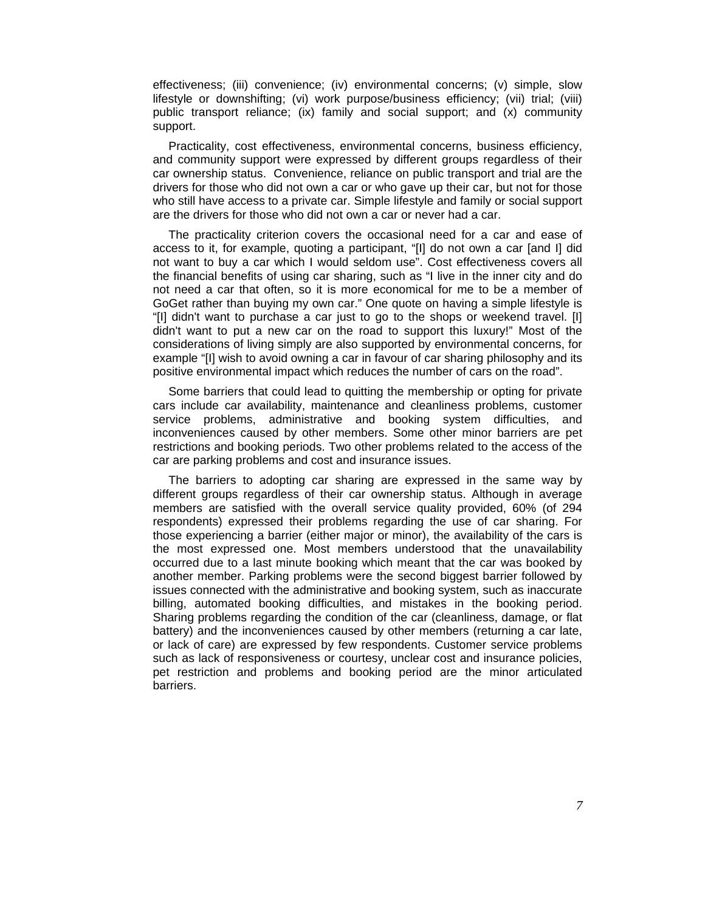effectiveness; (iii) convenience; (iv) environmental concerns; (v) simple, slow lifestyle or downshifting; (vi) work purpose/business efficiency; (vii) trial; (viii) public transport reliance; (ix) family and social support; and (x) community support.

Practicality, cost effectiveness, environmental concerns, business efficiency, and community support were expressed by different groups regardless of their car ownership status. Convenience, reliance on public transport and trial are the drivers for those who did not own a car or who gave up their car, but not for those who still have access to a private car. Simple lifestyle and family or social support are the drivers for those who did not own a car or never had a car.

The practicality criterion covers the occasional need for a car and ease of access to it, for example, quoting a participant, "[I] do not own a car [and I] did not want to buy a car which I would seldom use". Cost effectiveness covers all the financial benefits of using car sharing, such as "I live in the inner city and do not need a car that often, so it is more economical for me to be a member of GoGet rather than buying my own car." One quote on having a simple lifestyle is "[I] didn't want to purchase a car just to go to the shops or weekend travel. [I] didn't want to put a new car on the road to support this luxury!" Most of the considerations of living simply are also supported by environmental concerns, for example "[I] wish to avoid owning a car in favour of car sharing philosophy and its positive environmental impact which reduces the number of cars on the road".

Some barriers that could lead to quitting the membership or opting for private cars include car availability, maintenance and cleanliness problems, customer service problems, administrative and booking system difficulties, and inconveniences caused by other members. Some other minor barriers are pet restrictions and booking periods. Two other problems related to the access of the car are parking problems and cost and insurance issues.

The barriers to adopting car sharing are expressed in the same way by different groups regardless of their car ownership status. Although in average members are satisfied with the overall service quality provided, 60% (of 294 respondents) expressed their problems regarding the use of car sharing. For those experiencing a barrier (either major or minor), the availability of the cars is the most expressed one. Most members understood that the unavailability occurred due to a last minute booking which meant that the car was booked by another member. Parking problems were the second biggest barrier followed by issues connected with the administrative and booking system, such as inaccurate billing, automated booking difficulties, and mistakes in the booking period. Sharing problems regarding the condition of the car (cleanliness, damage, or flat battery) and the inconveniences caused by other members (returning a car late, or lack of care) are expressed by few respondents. Customer service problems such as lack of responsiveness or courtesy, unclear cost and insurance policies, pet restriction and problems and booking period are the minor articulated barriers.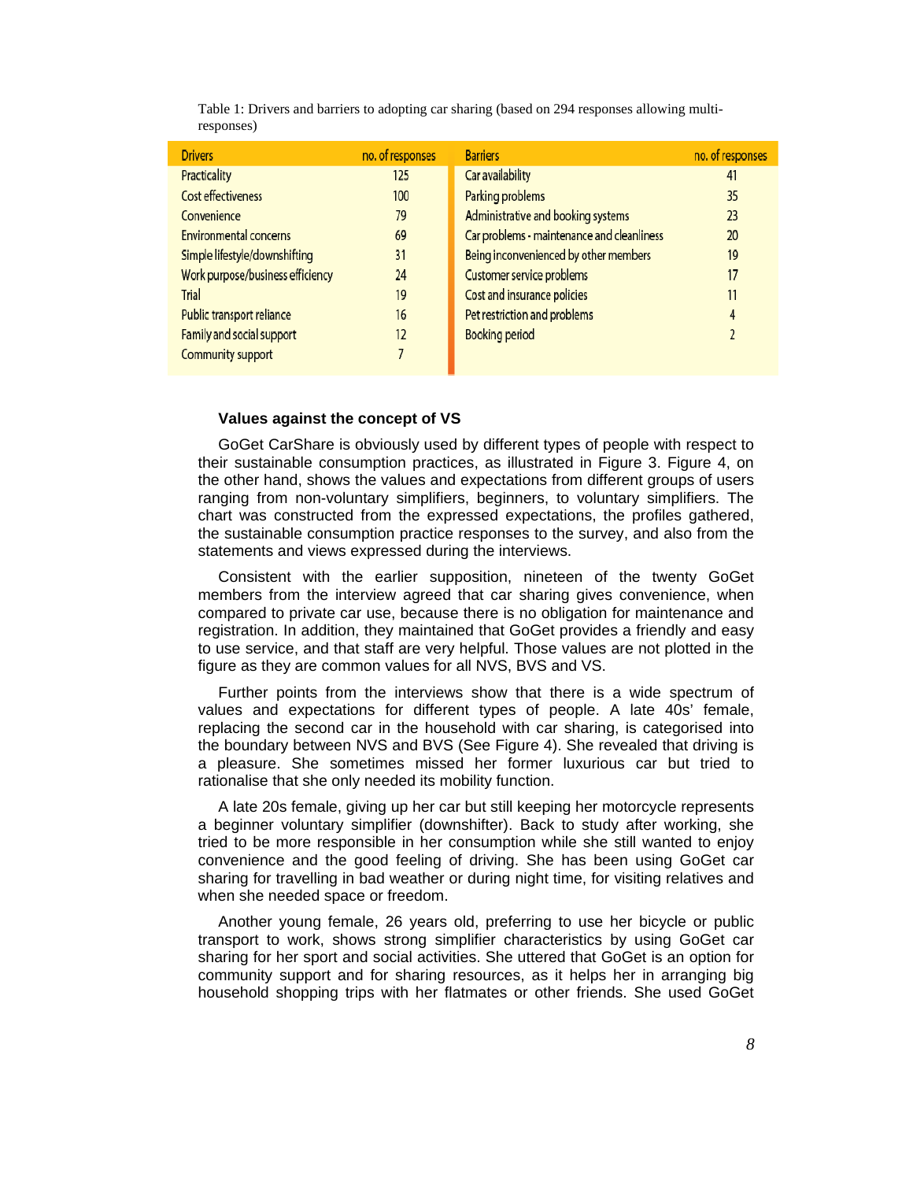Table 1: Drivers and barriers to adopting car sharing (based on 294 responses allowing multi-responses)

| Drivers | no. of responses | Barriers | no. of responses |
|---|---|---|---|
| Practicality | 125 | Car availability | 41 |
| Cost effectiveness | 100 | Parking problems | 35 |
| Convenience | 79 | Administrative and booking systems | 23 |
| Environmental concerns | 69 | Car problems - maintenance and cleanliness | 20 |
| Simple lifestyle/downshifting | 31 | Being inconvenienced by other members | 19 |
| Work purpose/business efficiency | 24 | Customer service problems | 17 |
| Trial | 19 | Cost and insurance policies | 11 |
| Public transport reliance | 16 | Pet restriction and problems | 4 |
| Family and social support | 12 | Booking period | 2 |
| Community support | 7 | | |

**Values against the concept of VS**

GoGet CarShare is obviously used by different types of people with respect to their sustainable consumption practices, as illustrated in Figure 3. Figure 4, on the other hand, shows the values and expectations from different groups of users ranging from non-voluntary simplifiers, beginners, to voluntary simplifiers. The chart was constructed from the expressed expectations, the profiles gathered, the sustainable consumption practice responses to the survey, and also from the statements and views expressed during the interviews.

Consistent with the earlier supposition, nineteen of the twenty GoGet members from the interview agreed that car sharing gives convenience, when compared to private car use, because there is no obligation for maintenance and registration. In addition, they maintained that GoGet provides a friendly and easy to use service, and that staff are very helpful. Those values are not plotted in the figure as they are common values for all NVS, BVS and VS.

Further points from the interviews show that there is a wide spectrum of values and expectations for different types of people. A late 40s' female, replacing the second car in the household with car sharing, is categorised into the boundary between NVS and BVS (See Figure 4). She revealed that driving is a pleasure. She sometimes missed her former luxurious car but tried to rationalise that she only needed its mobility function.

A late 20s female, giving up her car but still keeping her motorcycle represents a beginner voluntary simplifier (downshifter). Back to study after working, she tried to be more responsible in her consumption while she still wanted to enjoy convenience and the good feeling of driving. She has been using GoGet car sharing for travelling in bad weather or during night time, for visiting relatives and when she needed space or freedom.

Another young female, 26 years old, preferring to use her bicycle or public transport to work, shows strong simplifier characteristics by using GoGet car sharing for her sport and social activities. She uttered that GoGet is an option for community support and for sharing resources, as it helps her in arranging big household shopping trips with her flatmates or other friends. She used GoGet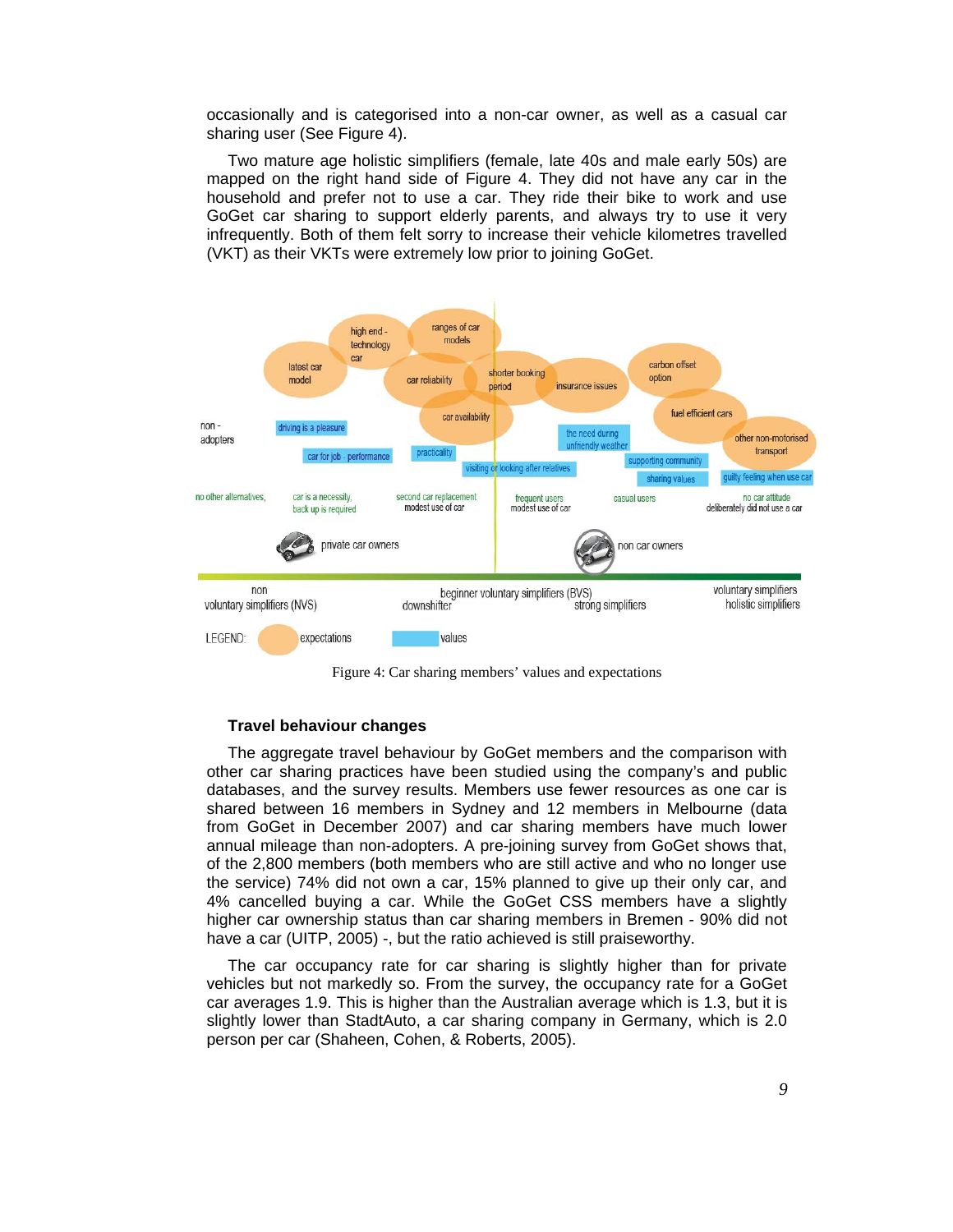occasionally and is categorised into a non-car owner, as well as a casual car sharing user (See Figure 4).

Two mature age holistic simplifiers (female, late 40s and male early 50s) are mapped on the right hand side of Figure 4. They did not have any car in the household and prefer not to use a car. They ride their bike to work and use GoGet car sharing to support elderly parents, and always try to use it very infrequently. Both of them felt sorry to increase their vehicle kilometres travelled (VKT) as their VKTs were extremely low prior to joining GoGet.

Figure 4: Car sharing members' values and expectations

### Travel behaviour changes

The aggregate travel behaviour by GoGet members and the comparison with other car sharing practices have been studied using the company's and public databases, and the survey results. Members use fewer resources as one car is shared between 16 members in Sydney and 12 members in Melbourne (data from GoGet in December 2007) and car sharing members have much lower annual mileage than non-adopters. A pre-joining survey from GoGet shows that, of the 2,800 members (both members who are still active and who no longer use the service) 74% did not own a car, 15% planned to give up their only car, and 4% cancelled buying a car. While the GoGet CSS members have a slightly higher car ownership status than car sharing members in Bremen - 90% did not have a car (UITP, 2005) -, but the ratio achieved is still praiseworthy.

The car occupancy rate for car sharing is slightly higher than for private vehicles but not markedly so. From the survey, the occupancy rate for a GoGet car averages 1.9. This is higher than the Australian average which is 1.3, but it is slightly lower than StadtAuto, a car sharing company in Germany, which is 2.0 person per car (Shaheen, Cohen, & Roberts, 2005).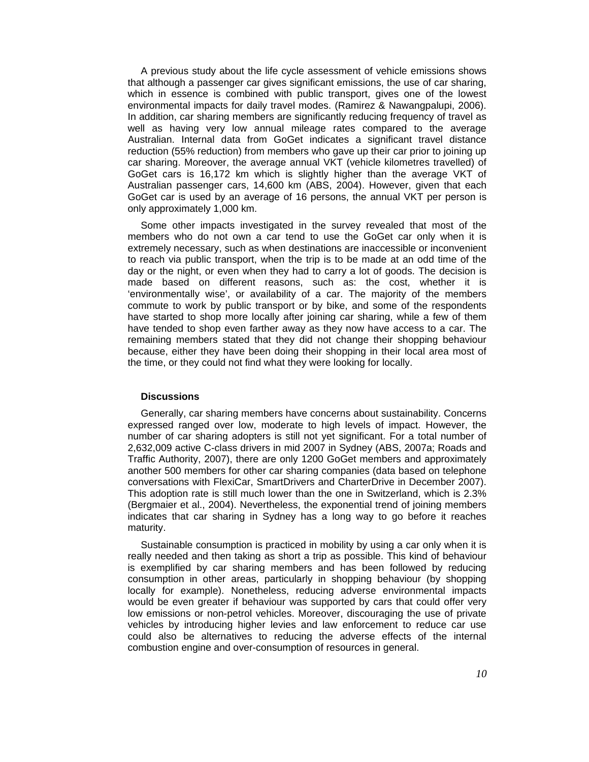A previous study about the life cycle assessment of vehicle emissions shows that although a passenger car gives significant emissions, the use of car sharing, which in essence is combined with public transport, gives one of the lowest environmental impacts for daily travel modes. (Ramirez & Nawangpalupi, 2006). In addition, car sharing members are significantly reducing frequency of travel as well as having very low annual mileage rates compared to the average Australian. Internal data from GoGet indicates a significant travel distance reduction (55% reduction) from members who gave up their car prior to joining up car sharing. Moreover, the average annual VKT (vehicle kilometres travelled) of GoGet cars is 16,172 km which is slightly higher than the average VKT of Australian passenger cars, 14,600 km (ABS, 2004). However, given that each GoGet car is used by an average of 16 persons, the annual VKT per person is only approximately 1,000 km.

Some other impacts investigated in the survey revealed that most of the members who do not own a car tend to use the GoGet car only when it is extremely necessary, such as when destinations are inaccessible or inconvenient to reach via public transport, when the trip is to be made at an odd time of the day or the night, or even when they had to carry a lot of goods. The decision is made based on different reasons, such as: the cost, whether it is 'environmentally wise', or availability of a car. The majority of the members commute to work by public transport or by bike, and some of the respondents have started to shop more locally after joining car sharing, while a few of them have tended to shop even farther away as they now have access to a car. The remaining members stated that they did not change their shopping behaviour because, either they have been doing their shopping in their local area most of the time, or they could not find what they were looking for locally.

### Discussions

Generally, car sharing members have concerns about sustainability. Concerns expressed ranged over low, moderate to high levels of impact. However, the number of car sharing adopters is still not yet significant. For a total number of 2,632,009 active C-class drivers in mid 2007 in Sydney (ABS, 2007a; Roads and Traffic Authority, 2007), there are only 1200 GoGet members and approximately another 500 members for other car sharing companies (data based on telephone conversations with FlexiCar, SmartDrivers and CharterDrive in December 2007). This adoption rate is still much lower than the one in Switzerland, which is 2.3% (Bergmaier et al., 2004). Nevertheless, the exponential trend of joining members indicates that car sharing in Sydney has a long way to go before it reaches maturity.

Sustainable consumption is practiced in mobility by using a car only when it is really needed and then taking as short a trip as possible. This kind of behaviour is exemplified by car sharing members and has been followed by reducing consumption in other areas, particularly in shopping behaviour (by shopping locally for example). Nonetheless, reducing adverse environmental impacts would be even greater if behaviour was supported by cars that could offer very low emissions or non-petrol vehicles. Moreover, discouraging the use of private vehicles by introducing higher levies and law enforcement to reduce car use could also be alternatives to reducing the adverse effects of the internal combustion engine and over-consumption of resources in general.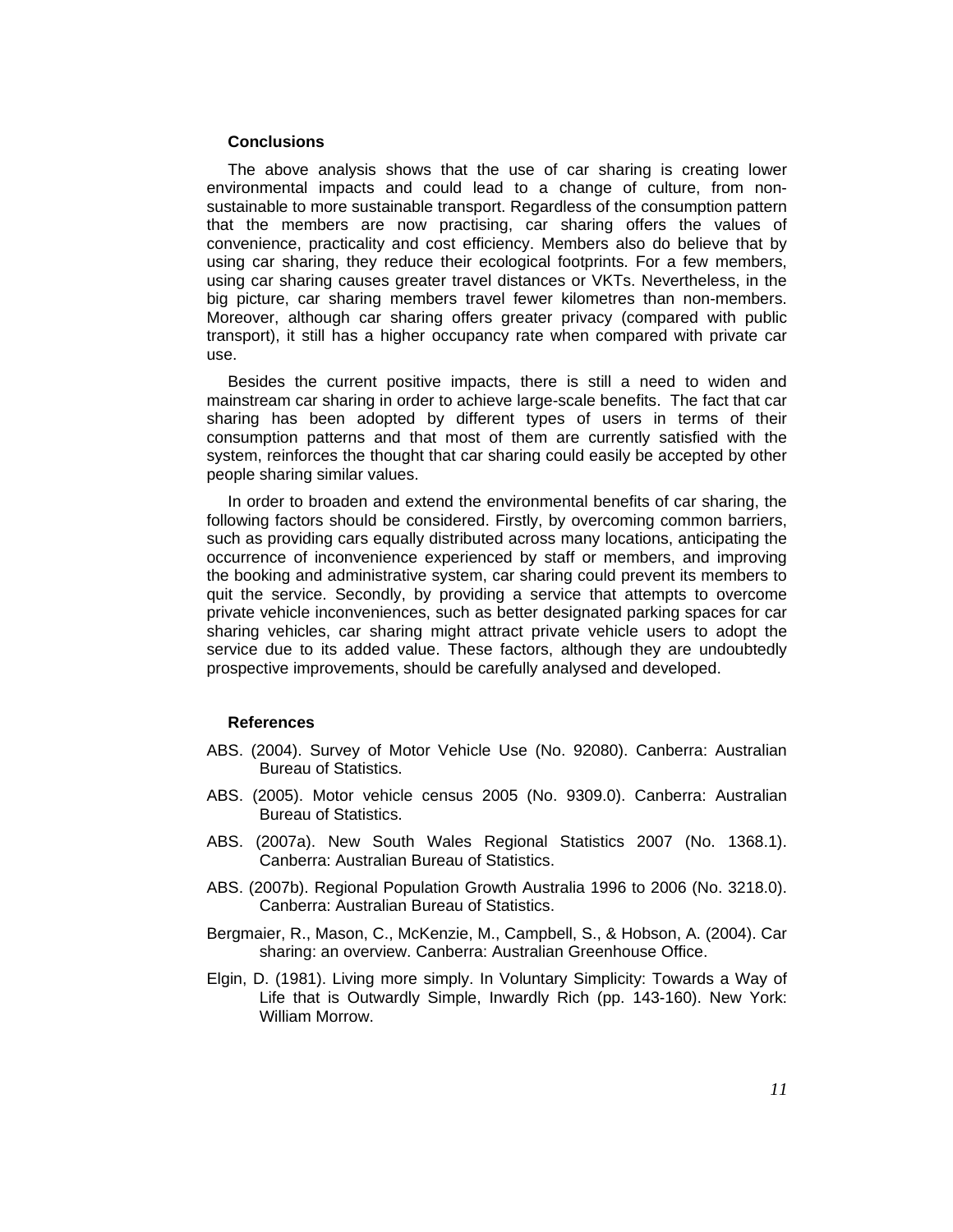## Conclusions

The above analysis shows that the use of car sharing is creating lower environmental impacts and could lead to a change of culture, from non-sustainable to more sustainable transport. Regardless of the consumption pattern that the members are now practising, car sharing offers the values of convenience, practicality and cost efficiency. Members also do believe that by using car sharing, they reduce their ecological footprints. For a few members, using car sharing causes greater travel distances or VKTs. Nevertheless, in the big picture, car sharing members travel fewer kilometres than non-members. Moreover, although car sharing offers greater privacy (compared with public transport), it still has a higher occupancy rate when compared with private car use.

Besides the current positive impacts, there is still a need to widen and mainstream car sharing in order to achieve large-scale benefits. The fact that car sharing has been adopted by different types of users in terms of their consumption patterns and that most of them are currently satisfied with the system, reinforces the thought that car sharing could easily be accepted by other people sharing similar values.

In order to broaden and extend the environmental benefits of car sharing, the following factors should be considered. Firstly, by overcoming common barriers, such as providing cars equally distributed across many locations, anticipating the occurrence of inconvenience experienced by staff or members, and improving the booking and administrative system, car sharing could prevent its members to quit the service. Secondly, by providing a service that attempts to overcome private vehicle inconveniences, such as better designated parking spaces for car sharing vehicles, car sharing might attract private vehicle users to adopt the service due to its added value. These factors, although they are undoubtedly prospective improvements, should be carefully analysed and developed.

## References

ABS. (2004). Survey of Motor Vehicle Use (No. 92080). Canberra: Australian Bureau of Statistics.

ABS. (2005). Motor vehicle census 2005 (No. 9309.0). Canberra: Australian Bureau of Statistics.

ABS. (2007a). New South Wales Regional Statistics 2007 (No. 1368.1). Canberra: Australian Bureau of Statistics.

ABS. (2007b). Regional Population Growth Australia 1996 to 2006 (No. 3218.0). Canberra: Australian Bureau of Statistics.

Bergmaier, R., Mason, C., McKenzie, M., Campbell, S., & Hobson, A. (2004). Car sharing: an overview. Canberra: Australian Greenhouse Office.

Elgin, D. (1981). Living more simply. In Voluntary Simplicity: Towards a Way of Life that is Outwardly Simple, Inwardly Rich (pp. 143-160). New York: William Morrow.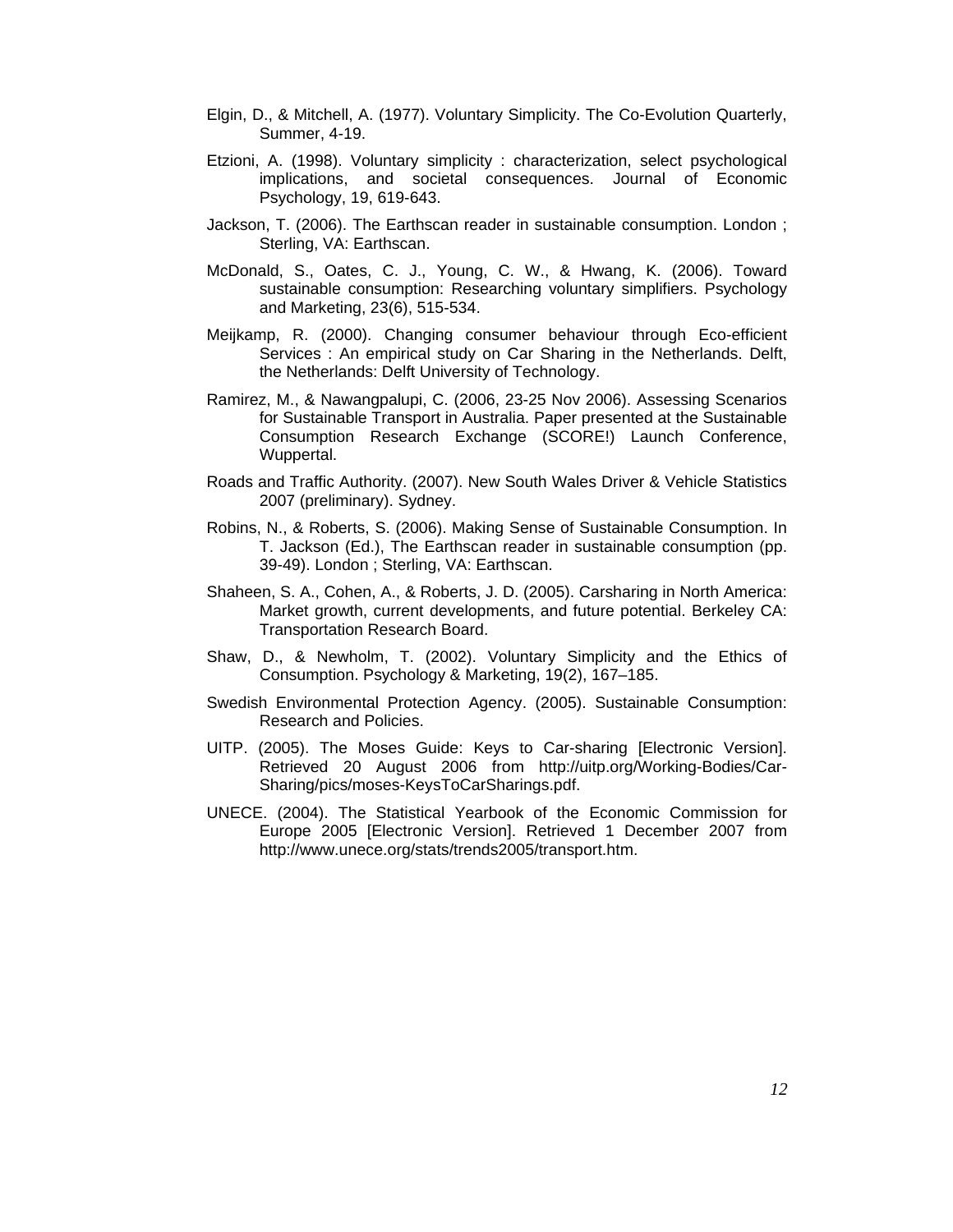Elgin, D., & Mitchell, A. (1977). Voluntary Simplicity. The Co-Evolution Quarterly, Summer, 4-19.

Etzioni, A. (1998). Voluntary simplicity : characterization, select psychological implications, and societal consequences. Journal of Economic Psychology, 19, 619-643.

Jackson, T. (2006). The Earthscan reader in sustainable consumption. London ; Sterling, VA: Earthscan.

McDonald, S., Oates, C. J., Young, C. W., & Hwang, K. (2006). Toward sustainable consumption: Researching voluntary simplifiers. Psychology and Marketing, 23(6), 515-534.

Meijkamp, R. (2000). Changing consumer behaviour through Eco-efficient Services : An empirical study on Car Sharing in the Netherlands. Delft, the Netherlands: Delft University of Technology.

Ramirez, M., & Nawangpalupi, C. (2006, 23-25 Nov 2006). Assessing Scenarios for Sustainable Transport in Australia. Paper presented at the Sustainable Consumption Research Exchange (SCORE!) Launch Conference, Wuppertal.

Roads and Traffic Authority. (2007). New South Wales Driver & Vehicle Statistics 2007 (preliminary). Sydney.

Robins, N., & Roberts, S. (2006). Making Sense of Sustainable Consumption. In T. Jackson (Ed.), The Earthscan reader in sustainable consumption (pp. 39-49). London ; Sterling, VA: Earthscan.

Shaheen, S. A., Cohen, A., & Roberts, J. D. (2005). Carsharing in North America: Market growth, current developments, and future potential. Berkeley CA: Transportation Research Board.

Shaw, D., & Newholm, T. (2002). Voluntary Simplicity and the Ethics of Consumption. Psychology & Marketing, 19(2), 167–185.

Swedish Environmental Protection Agency. (2005). Sustainable Consumption: Research and Policies.

UITP. (2005). The Moses Guide: Keys to Car-sharing [Electronic Version]. Retrieved 20 August 2006 from http://uitp.org/Working-Bodies/Car-Sharing/pics/moses-KeysToCarSharings.pdf.

UNECE. (2004). The Statistical Yearbook of the Economic Commission for Europe 2005 [Electronic Version]. Retrieved 1 December 2007 from http://www.unece.org/stats/trends2005/transport.htm.